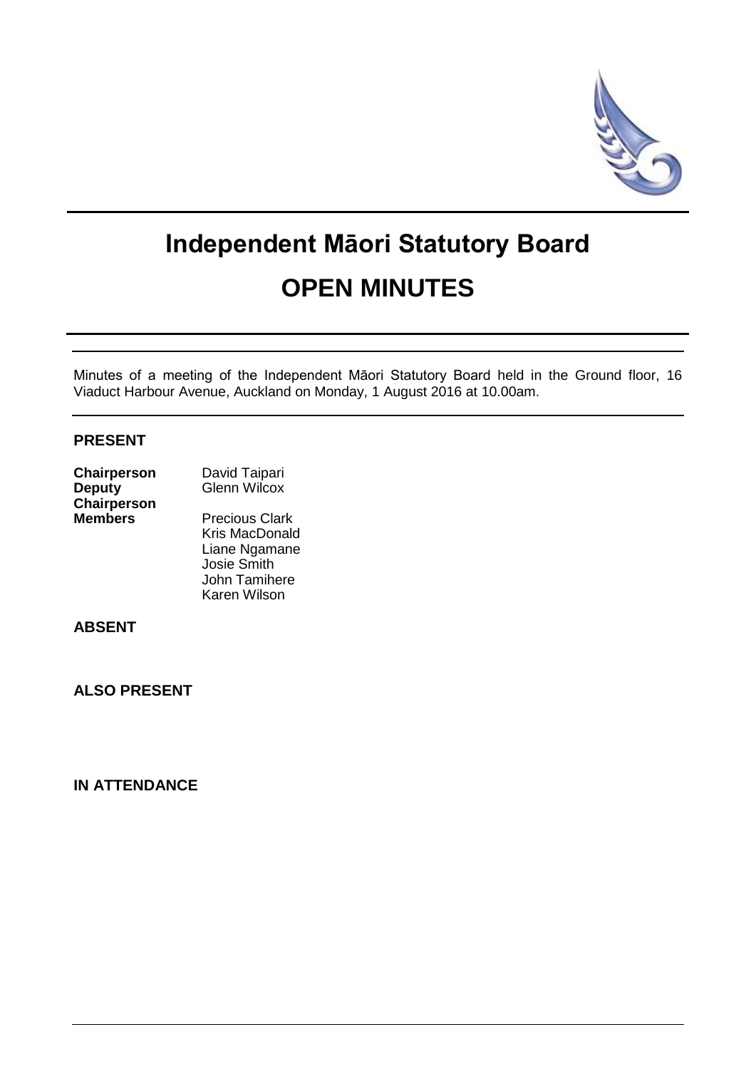# Independent Māori Statutory Board

# OPEN MINUTES

Minutes of a meeting of the Independent Māori Statutory Board held in the Ground floor, 16 Viaduct Harbour Avenue, Auckland on Monday, 1 August 2016 at 10.00am.

## PRESENT

| | |
|---|---|
| **Chairperson** | David Taipari |
| **Deputy Chairperson** | Glenn Wilcox |
| **Members** | Precious Clark |
| | Kris MacDonald |
| | Liane Ngamane |
| | Josie Smith |
| | John Tamihere |
| | Karen Wilson |

## ABSENT

## ALSO PRESENT

## IN ATTENDANCE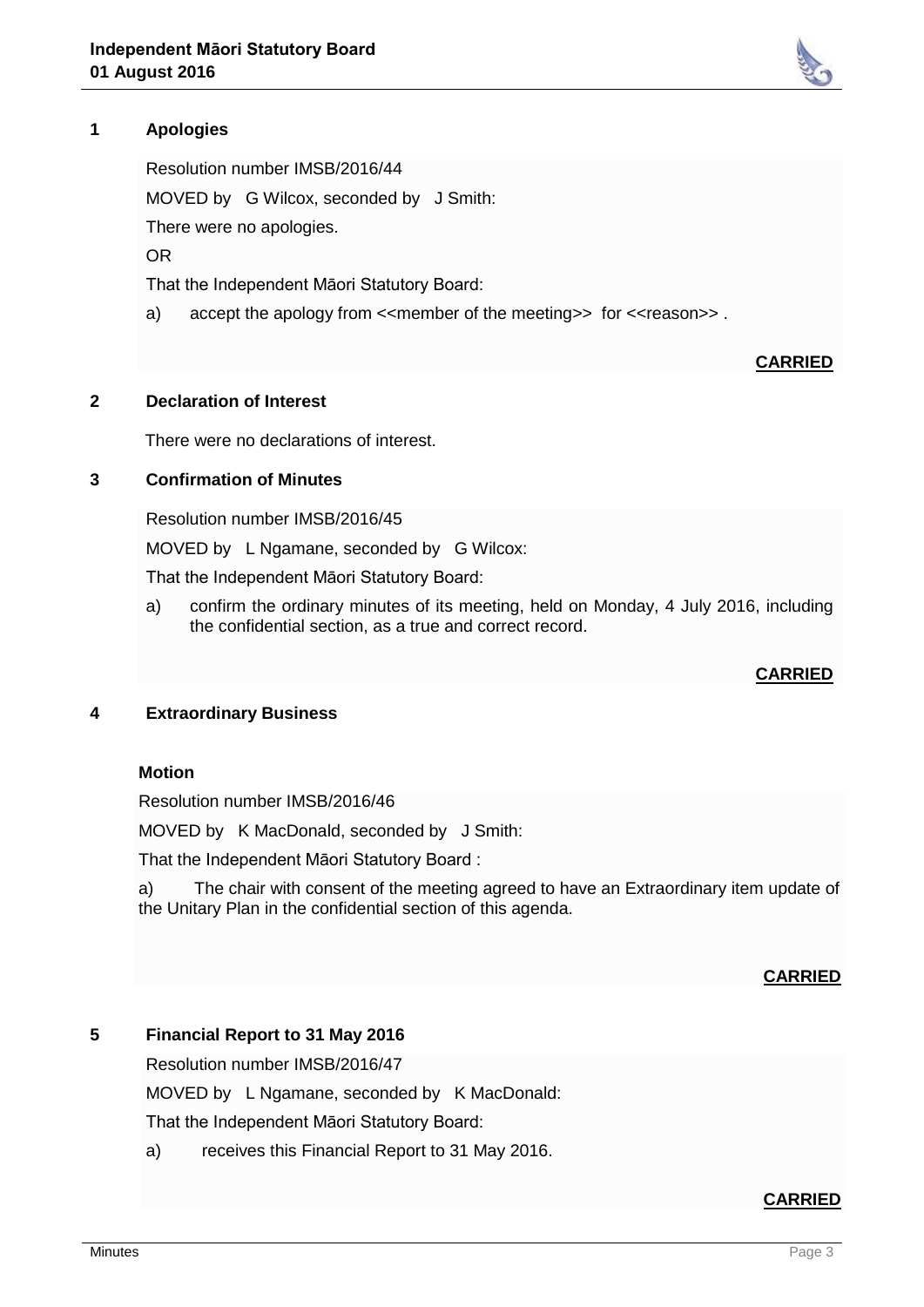## 1 Apologies

Resolution number IMSB/2016/44

MOVED by G Wilcox, seconded by J Smith:

There were no apologies.

OR

That the Independent Māori Statutory Board:

a) accept the apology from <<member of the meeting>> for <<reason>> .

**CARRIED**

## 2 Declaration of Interest

There were no declarations of interest.

## 3 Confirmation of Minutes

Resolution number IMSB/2016/45

MOVED by L Ngamane, seconded by G Wilcox:

That the Independent Māori Statutory Board:

a) confirm the ordinary minutes of its meeting, held on Monday, 4 July 2016, including the confidential section, as a true and correct record.

**CARRIED**

## 4 Extraordinary Business

**Motion**

Resolution number IMSB/2016/46

MOVED by K MacDonald, seconded by J Smith:

That the Independent Māori Statutory Board :

a) The chair with consent of the meeting agreed to have an Extraordinary item update of the Unitary Plan in the confidential section of this agenda.

**CARRIED**

## 5 Financial Report to 31 May 2016

Resolution number IMSB/2016/47

MOVED by L Ngamane, seconded by K MacDonald:

That the Independent Māori Statutory Board:

a) receives this Financial Report to 31 May 2016.

**CARRIED**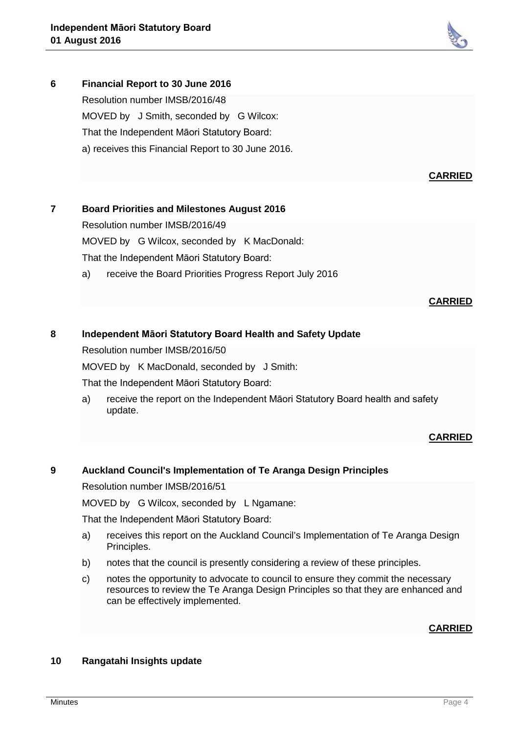## 6 Financial Report to 30 June 2016

Resolution number IMSB/2016/48

MOVED by J Smith, seconded by G Wilcox:

That the Independent Māori Statutory Board:

a) receives this Financial Report to 30 June 2016.

**CARRIED**

## 7 Board Priorities and Milestones August 2016

Resolution number IMSB/2016/49

MOVED by G Wilcox, seconded by K MacDonald:

That the Independent Māori Statutory Board:

a) receive the Board Priorities Progress Report July 2016

**CARRIED**

## 8 Independent Māori Statutory Board Health and Safety Update

Resolution number IMSB/2016/50

MOVED by K MacDonald, seconded by J Smith:

That the Independent Māori Statutory Board:

a) receive the report on the Independent Māori Statutory Board health and safety update.

**CARRIED**

## 9 Auckland Council's Implementation of Te Aranga Design Principles

Resolution number IMSB/2016/51

MOVED by G Wilcox, seconded by L Ngamane:

That the Independent Māori Statutory Board:

a) receives this report on the Auckland Council's Implementation of Te Aranga Design Principles.

b) notes that the council is presently considering a review of these principles.

c) notes the opportunity to advocate to council to ensure they commit the necessary resources to review the Te Aranga Design Principles so that they are enhanced and can be effectively implemented.

**CARRIED**

## 10 Rangatahi Insights update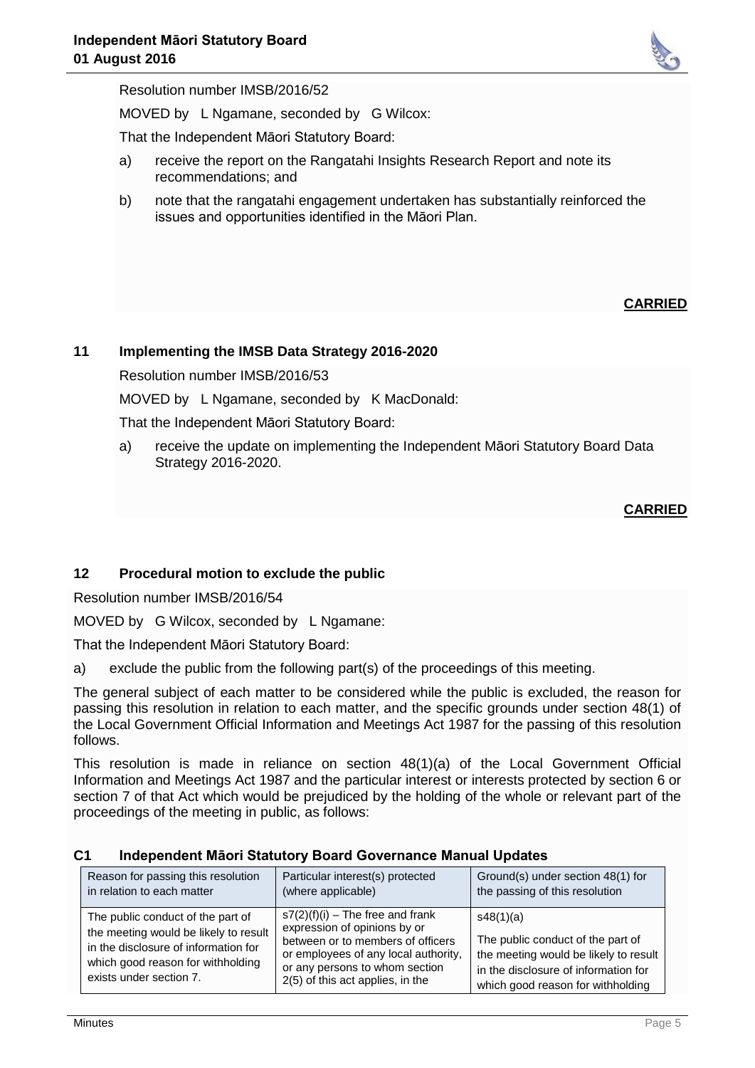Resolution number IMSB/2016/52

MOVED by L Ngamane, seconded by G Wilcox:

That the Independent Māori Statutory Board:

a) receive the report on the Rangatahi Insights Research Report and note its recommendations; and

b) note that the rangatahi engagement undertaken has substantially reinforced the issues and opportunities identified in the Māori Plan.

**CARRIED**

## 11 Implementing the IMSB Data Strategy 2016-2020

Resolution number IMSB/2016/53

MOVED by L Ngamane, seconded by K MacDonald:

That the Independent Māori Statutory Board:

a) receive the update on implementing the Independent Māori Statutory Board Data Strategy 2016-2020.

**CARRIED**

## 12 Procedural motion to exclude the public

Resolution number IMSB/2016/54

MOVED by G Wilcox, seconded by L Ngamane:

That the Independent Māori Statutory Board:

a) exclude the public from the following part(s) of the proceedings of this meeting.

The general subject of each matter to be considered while the public is excluded, the reason for passing this resolution in relation to each matter, and the specific grounds under section 48(1) of the Local Government Official Information and Meetings Act 1987 for the passing of this resolution follows.

This resolution is made in reliance on section 48(1)(a) of the Local Government Official Information and Meetings Act 1987 and the particular interest or interests protected by section 6 or section 7 of that Act which would be prejudiced by the holding of the whole or relevant part of the proceedings of the meeting in public, as follows:

### C1 Independent Māori Statutory Board Governance Manual Updates

| Reason for passing this resolution in relation to each matter | Particular interest(s) protected (where applicable) | Ground(s) under section 48(1) for the passing of this resolution |
|---|---|---|
| The public conduct of the part of the meeting would be likely to result in the disclosure of information for which good reason for withholding exists under section 7. | s7(2)(f)(i) – The free and frank expression of opinions by or between or to members of officers or employees of any local authority, or any persons to whom section 2(5) of this act applies, in the | s48(1)(a)<br><br>The public conduct of the part of the meeting would be likely to result in the disclosure of information for which good reason for withholding |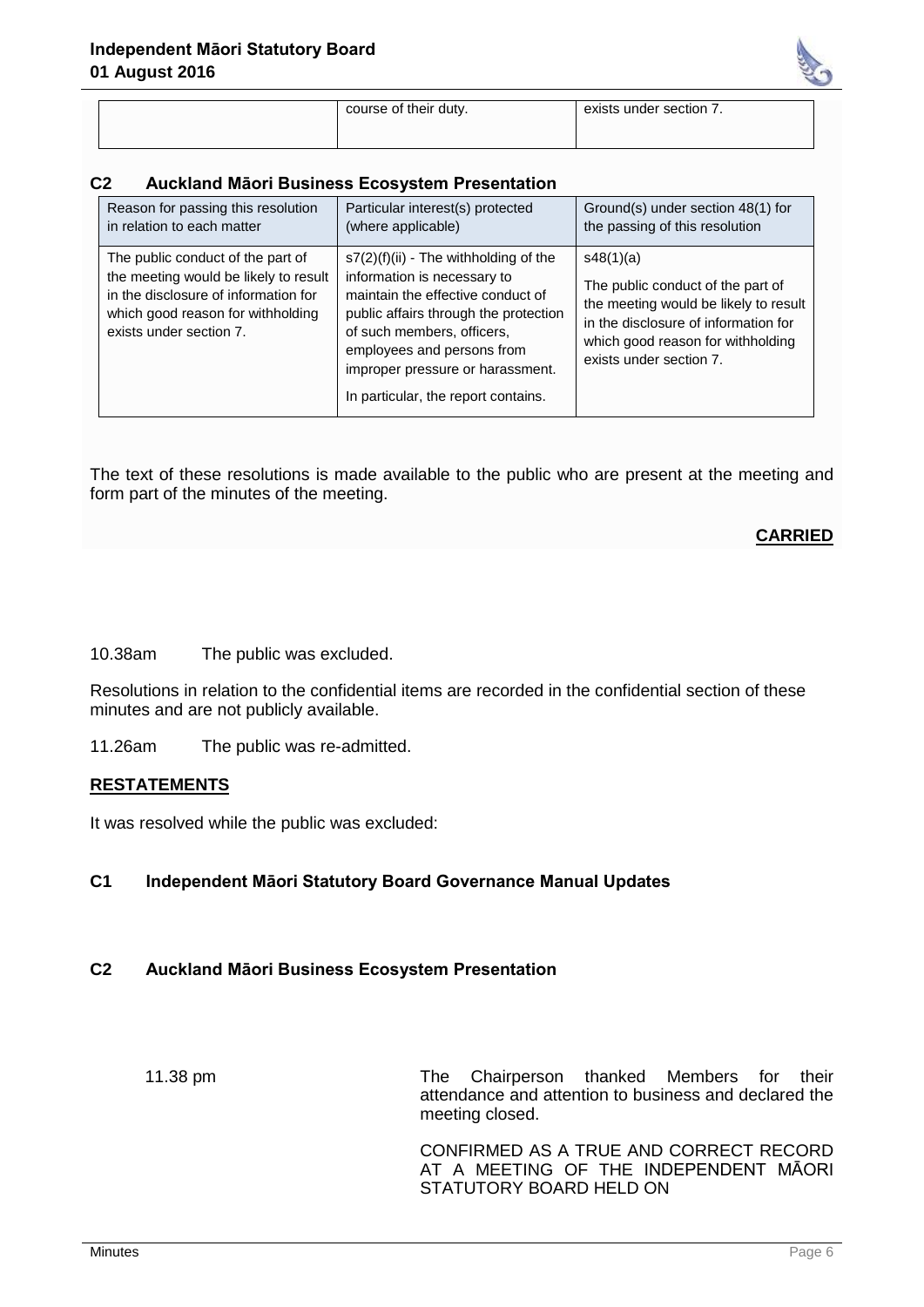| | course of their duty. | exists under section 7. |
|---|---|---|

## C2 Auckland Māori Business Ecosystem Presentation

| Reason for passing this resolution in relation to each matter | Particular interest(s) protected (where applicable) | Ground(s) under section 48(1) for the passing of this resolution |
|---|---|---|
| The public conduct of the part of the meeting would be likely to result in the disclosure of information for which good reason for withholding exists under section 7. | s7(2)(f)(ii) - The withholding of the information is necessary to maintain the effective conduct of public affairs through the protection of such members, officers, employees and persons from improper pressure or harassment.<br><br>In particular, the report contains. | s48(1)(a)<br><br>The public conduct of the part of the meeting would be likely to result in the disclosure of information for which good reason for withholding exists under section 7. |

The text of these resolutions is made available to the public who are present at the meeting and form part of the minutes of the meeting.

**CARRIED**

10.38am The public was excluded.

Resolutions in relation to the confidential items are recorded in the confidential section of these minutes and are not publicly available.

11.26am The public was re-admitted.

**RESTATEMENTS**

It was resolved while the public was excluded:

### C1 Independent Māori Statutory Board Governance Manual Updates

### C2 Auckland Māori Business Ecosystem Presentation

11.38 pm The Chairperson thanked Members for their attendance and attention to business and declared the meeting closed.

CONFIRMED AS A TRUE AND CORRECT RECORD AT A MEETING OF THE INDEPENDENT MĀORI STATUTORY BOARD HELD ON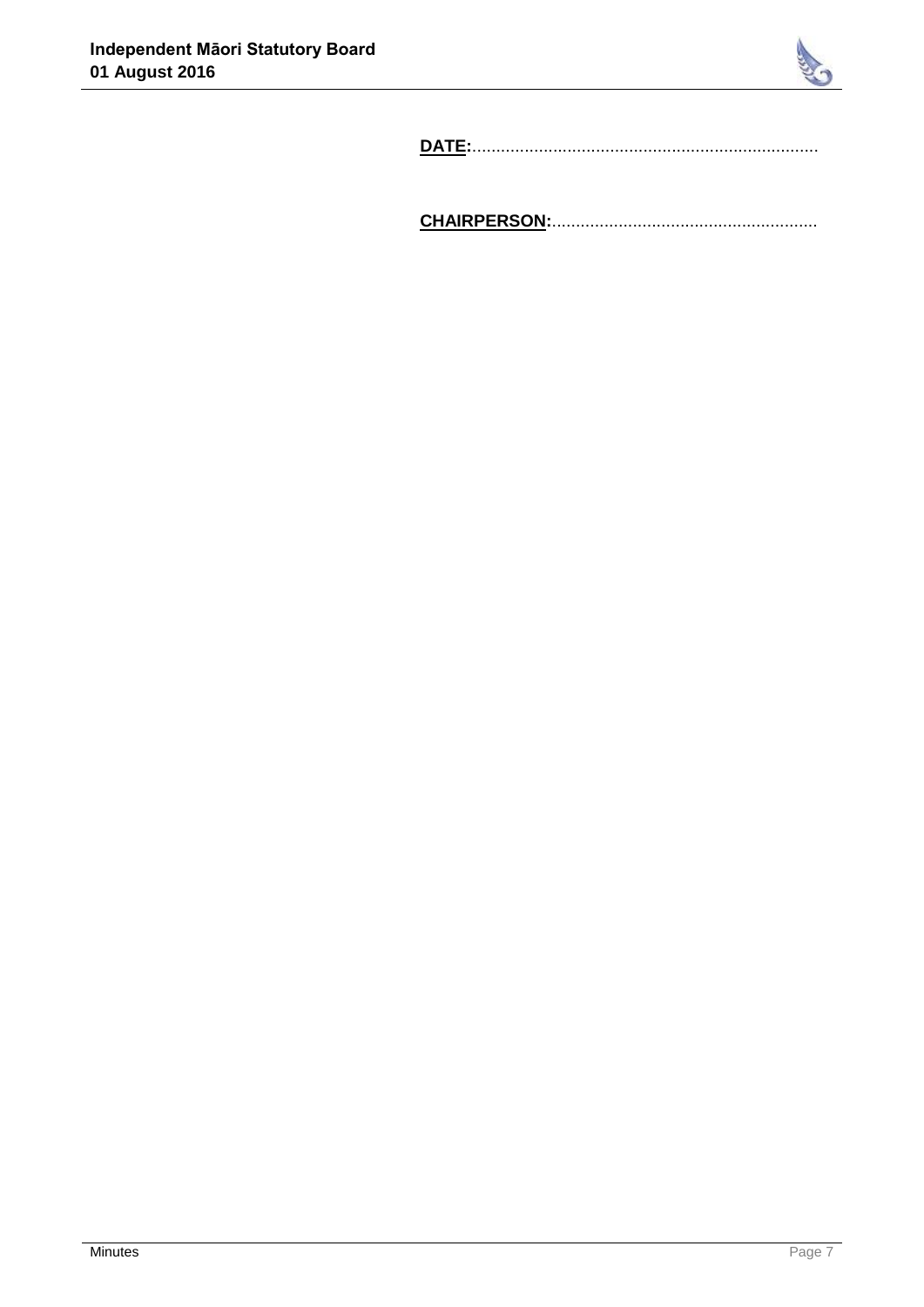**DATE:**.........................................................................

**CHAIRPERSON:**........................................................